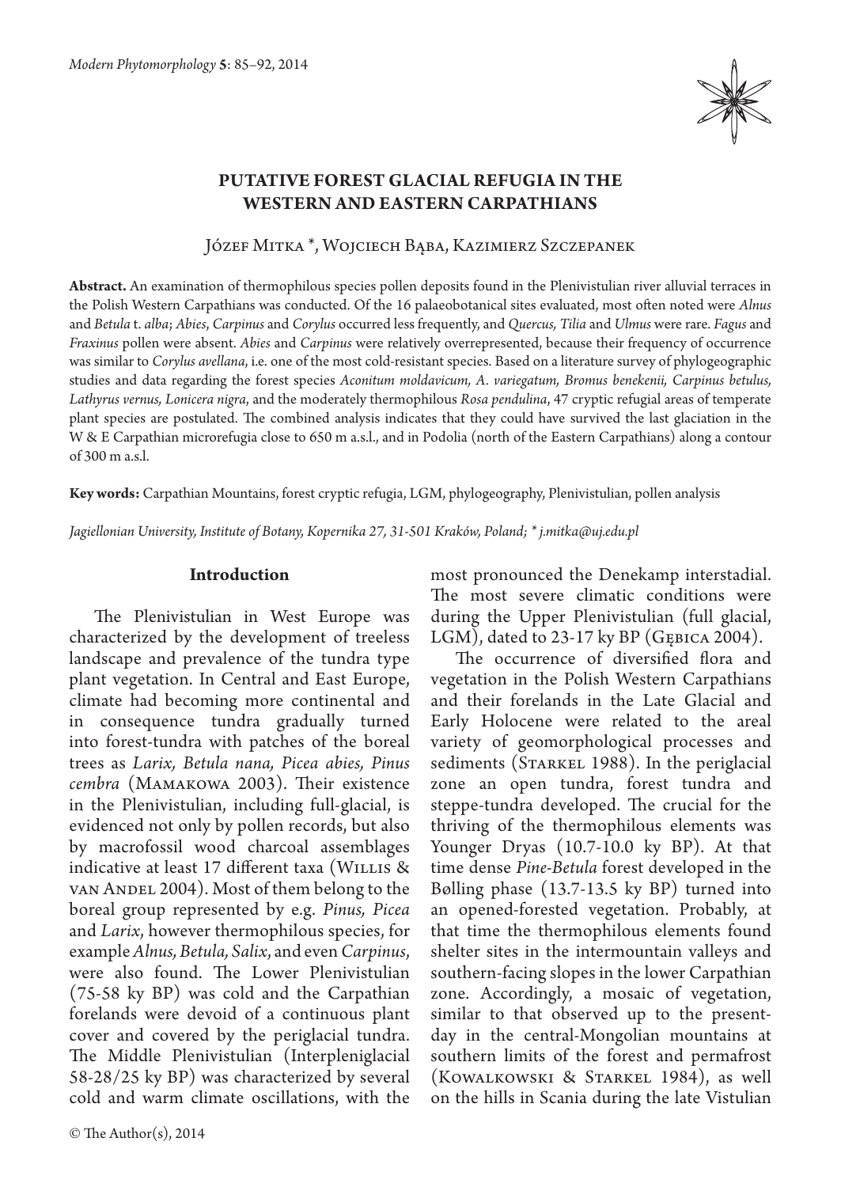# PUTATIVE FOREST GLACIAL REFUGIA IN THE WESTERN AND EASTERN CARPATHIANS

Józef Mitka *, Wojciech Bąba, Kazimierz Szczepanek

**Abstract.** An examination of thermophilous species pollen deposits found in the Plenivistulian river alluvial terraces in the Polish Western Carpathians was conducted. Of the 16 palaeobotanical sites evaluated, most often noted were *Alnus* and *Betula* t. *alba*; *Abies*, *Carpinus* and *Corylus* occurred less frequently, and *Quercus, Tilia* and *Ulmus* were rare. *Fagus* and *Fraxinus* pollen were absent. *Abies* and *Carpinus* were relatively overrepresented, because their frequency of occurrence was similar to *Corylus avellana*, i.e. one of the most cold-resistant species. Based on a literature survey of phylogeographic studies and data regarding the forest species *Aconitum moldavicum, A. variegatum, Bromus benekenii, Carpinus betulus, Lathyrus vernus, Lonicera nigra*, and the moderately thermophilous *Rosa pendulina*, 47 cryptic refugial areas of temperate plant species are postulated. The combined analysis indicates that they could have survived the last glaciation in the W & E Carpathian microrefugia close to 650 m a.s.l., and in Podolia (north of the Eastern Carpathians) along a contour of 300 m a.s.l.

**Key words:** Carpathian Mountains, forest cryptic refugia, LGM, phylogeography, Plenivistulian, pollen analysis

*Jagiellonian University, Institute of Botany, Kopernika 27, 31-501 Kraków, Poland; * j.mitka@uj.edu.pl*

## Introduction

The Plenivistulian in West Europe was characterized by the development of treeless landscape and prevalence of the tundra type plant vegetation. In Central and East Europe, climate had becoming more continental and in consequence tundra gradually turned into forest-tundra with patches of the boreal trees as *Larix, Betula nana, Picea abies, Pinus cembra* (Mamakowa 2003). Their existence in the Plenivistulian, including full-glacial, is evidenced not only by pollen records, but also by macrofossil wood charcoal assemblages indicative at least 17 different taxa (Willis & van Andel 2004). Most of them belong to the boreal group represented by e.g. *Pinus, Picea* and *Larix*, however thermophilous species, for example *Alnus, Betula, Salix*, and even *Carpinus*, were also found. The Lower Plenivistulian (75-58 ky BP) was cold and the Carpathian forelands were devoid of a continuous plant cover and covered by the periglacial tundra. The Middle Plenivistulian (Interpleniglacial 58-28/25 ky BP) was characterized by several cold and warm climate oscillations, with the most pronounced the Denekamp interstadial. The most severe climatic conditions were during the Upper Plenivistulian (full glacial, LGM), dated to 23-17 ky BP (Gębica 2004).

The occurrence of diversified flora and vegetation in the Polish Western Carpathians and their forelands in the Late Glacial and Early Holocene were related to the areal variety of geomorphological processes and sediments (Starkel 1988). In the periglacial zone an open tundra, forest tundra and steppe-tundra developed. The crucial for the thriving of the thermophilous elements was Younger Dryas (10.7-10.0 ky BP). At that time dense *Pine-Betula* forest developed in the Bølling phase (13.7-13.5 ky BP) turned into an opened-forested vegetation. Probably, at that time the thermophilous elements found shelter sites in the intermountain valleys and southern-facing slopes in the lower Carpathian zone. Accordingly, a mosaic of vegetation, similar to that observed up to the present-day in the central-Mongolian mountains at southern limits of the forest and permafrost (Kowalkowski & Starkel 1984), as well on the hills in Scania during the late Vistulian

© The Author(s), 2014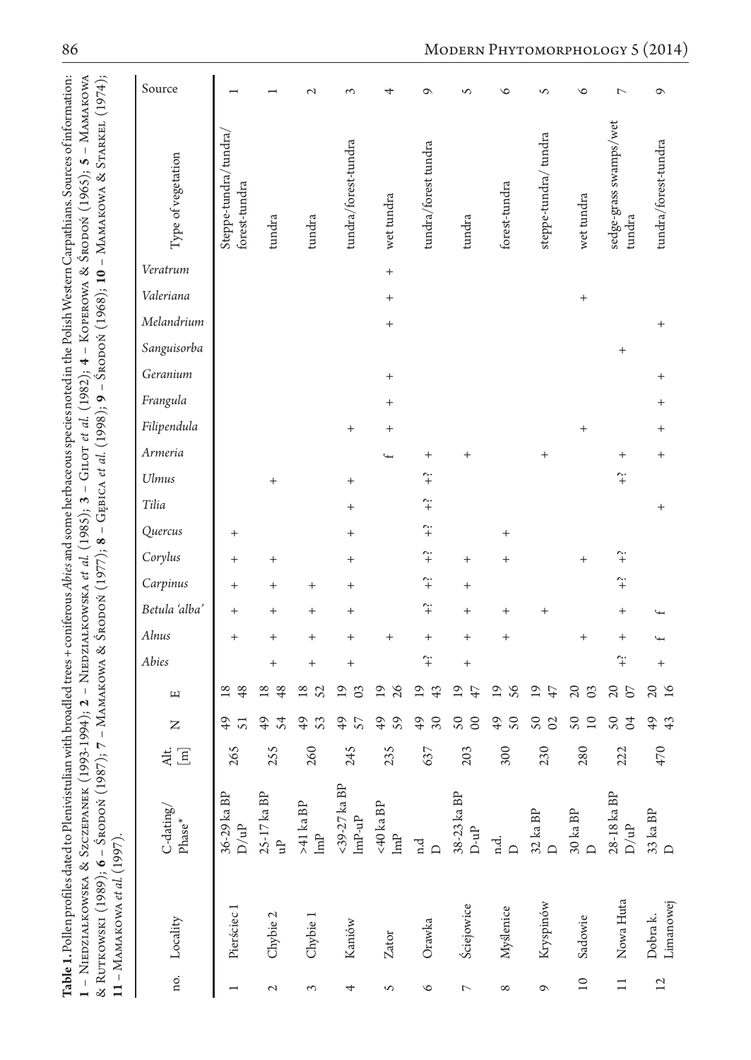**Table 1.** Pollen profiles dated to Plenivistulian with broadled trees + coniferous *Abies* and some herbaceous species noted in the Polish Western Carpathians. Sources of information: **1** – Niedziałkowska & Szczepanek (1993-1994); **2** – Niedziałkowska *et al.* (1985); **3** – Gilot *et al.* (1982); **4** – Koperowa & Środoń (1965); **5** – Mamakowa & Rutkowski (1989); **6** – Środoń (1987); **7** – Mamakowa & Środoń (1977); **8** – Gębica *et al.* (1998); **9** – Środoń (1968); **10** – Mamakowa & Starkel (1974); **11** – Mamakowa *et al.* (1997).

| no. | Locality | C-dating/ Phase* | Alt. [m] | N | E | *Abies* | *Alnus* | *Betula 'alba'* | *Carpinus* | *Corylus* | *Quercus* | *Tilia* | *Ulmus* | *Armeria* | *Filipendula* | *Frangula* | *Geranium* | *Sanguisorba* | *Melandrium* | *Valeriana* | *Veratrum* | Type of vegetation | Source |
|---|---|---|---|---|---|---|---|---|---|---|---|---|---|---|---|---|---|---|---|---|---|---|---|
| 1 | Pierściec 1 | 36-29 ka BP D/uP | 265 | 49 51 | 18 48 | | + | + | + | + | + | | | | | | | | | | | Steppe-tundra/tundra/ forest-tundra | 1 |
| 2 | Chybie 2 | 25-17 ka BP uP | 255 | 49 54 | 18 48 | + | + | + | + | + | | | + | | | | | | | | | tundra | 1 |
| 3 | Chybie 1 | >41 ka BP lmP | 260 | 49 53 | 18 52 | + | + | + | + | | | | | | | | | | | | | tundra | 2 |
| 4 | Kaniów | <39-27 ka BP lmP-uP | 245 | 49 57 | 19 03 | + | + | + | + | + | + | + | + | | + | | | | | | | tundra/forest-tundra | 3 |
| 5 | Zator | <40 ka BP lmP | 235 | 49 59 | 19 26 | | + | | | | | | | f | + | + | + | | + | + | + | wet tundra | 4 |
| 6 | Orawka | n.d D | 637 | 49 30 | 19 43 | +? | + | +? | +? | +? | +? | +? | +? | + | | | | | | | | tundra/forest tundra | 9 |
| 7 | Ściejowice | 38-23 ka BP D-uP | 203 | 50 00 | 19 47 | + | + | + | + | + | | | | + | | | | | | | | tundra | 5 |
| 8 | Myślenice | n.d. D | 300 | 49 50 | 19 56 | | + | + | | + | + | | | | | | | | | | | forest-tundra | 6 |
| 9 | Kryspinów | 32 ka BP D | 230 | 50 02 | 19 47 | | | + | | | | | | + | | | | | | | | steppe-tundra/ tundra | 5 |
| 10 | Sadowie | 30 ka BP D | 280 | 50 10 | 20 03 | | + | | | + | | | | | + | | | | | + | | wet tundra | 6 |
| 11 | Nowa Huta | 28-18 ka BP D/uP | 222 | 50 04 | 20 07 | +? | + | + | +? | +? | | | +? | + | | | | + | | | | sedge-grass swamps/wet tundra | 7 |
| 12 | Dobra k. Limanowej | 33 ka BP D | 470 | 49 43 | 20 16 | + | f | f | | | | + | | + | + | + | + | | + | | | tundra/forest-tundra | 9 |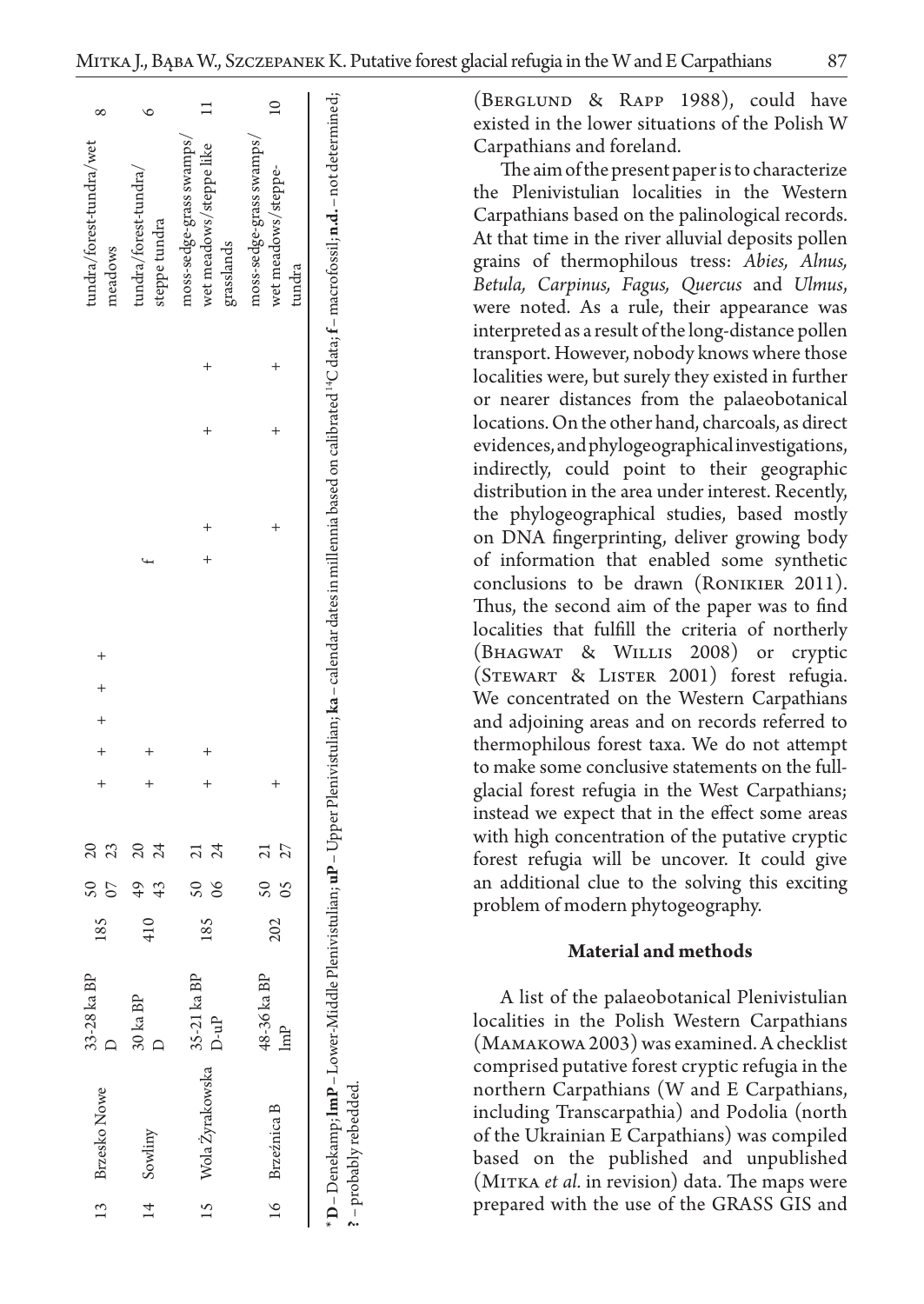| | | | | | | | | | | | | | | | |
|---|---|---|---|---|---|---|---|---|---|---|---|---|---|---|---|
| 13 | Brzesko Nowe | 33-28 ka BP D | 185 | 50 07 | 20 23 | + | + | + | + | + | | | | | tundra/forest-tundra/wet meadows | 8 |
| 14 | Sowliny | 30 ka BP D | 410 | 49 43 | 20 24 | + | + | | | | f | | | | tundra/forest-tundra/steppe tundra | 9 |
| 15 | Wola Żyrakowska | 35-21 ka BP D-uP | 185 | 50 06 | 21 24 | + | + | | | | + | + | + | + | moss-sedge-grass swamps/wet meadows/steppe like grasslands | 11 |
| 16 | Brzeźnica B | 48-36 ka BP lmP | 202 | 50 05 | 21 27 | + | | | | | | + | + | + | moss-sedge-grass swamps/wet meadows/steppe-tundra | 10 |

\* **D** – Denekamp; **lmP** – Lower-Middle Plenivistulian; **uP** – Upper Plenivistulian; **ka** – calendar dates in millennia based on calibrated $^{14}C$ data; **f** – macrofossil; **n.d.** – not determined; **?** – probably rebedded.

(Berglund & Rapp 1988), could have existed in the lower situations of the Polish W Carpathians and foreland.

The aim of the present paper is to characterize the Plenivistulian localities in the Western Carpathians based on the palinological records. At that time in the river alluvial deposits pollen grains of thermophilous tress: *Abies, Alnus, Betula, Carpinus, Fagus, Quercus* and *Ulmus*, were noted. As a rule, their appearance was interpreted as a result of the long-distance pollen transport. However, nobody knows where those localities were, but surely they existed in further or nearer distances from the palaeobotanical locations. On the other hand, charcoals, as direct evidences, and phylogeographical investigations, indirectly, could point to their geographic distribution in the area under interest. Recently, the phylogeographical studies, based mostly on DNA fingerprinting, deliver growing body of information that enabled some synthetic conclusions to be drawn (Ronikier 2011). Thus, the second aim of the paper was to find localities that fulfill the criteria of northerly (Bhagwat & Willis 2008) or cryptic (Stewart & Lister 2001) forest refugia. We concentrated on the Western Carpathians and adjoining areas and on records referred to thermophilous forest taxa. We do not attempt to make some conclusive statements on the full-glacial forest refugia in the West Carpathians; instead we expect that in the effect some areas with high concentration of the putative cryptic forest refugia will be uncover. It could give an additional clue to the solving this exciting problem of modern phytogeography.

## Material and methods

A list of the palaeobotanical Plenivistulian localities in the Polish Western Carpathians (Mamakowa 2003) was examined. A checklist comprised putative forest cryptic refugia in the northern Carpathians (W and E Carpathians, including Transcarpathia) and Podolia (north of the Ukrainian E Carpathians) was compiled based on the published and unpublished (Mitka *et al.* in revision) data. The maps were prepared with the use of the GRASS GIS and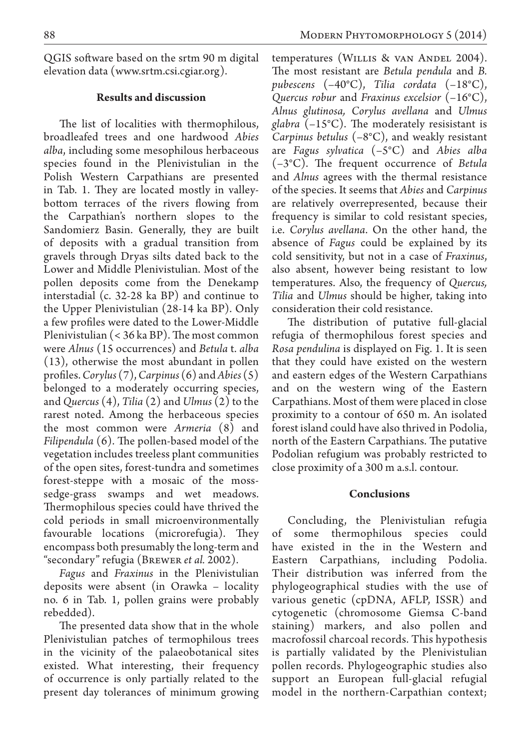QGIS software based on the srtm 90 m digital elevation data (www.srtm.csi.cgiar.org).

## Results and discussion

The list of localities with thermophilous, broadleafed trees and one hardwood *Abies alba*, including some mesophilous herbaceous species found in the Plenivistulian in the Polish Western Carpathians are presented in Tab. 1. They are located mostly in valley-bottom terraces of the rivers flowing from the Carpathian's northern slopes to the Sandomierz Basin. Generally, they are built of deposits with a gradual transition from gravels through Dryas silts dated back to the Lower and Middle Plenivistulian. Most of the pollen deposits come from the Denekamp interstadial (c. 32-28 ka BP) and continue to the Upper Plenivistulian (28-14 ka BP). Only a few profiles were dated to the Lower-Middle Plenivistulian (< 36 ka BP). The most common were *Alnus* (15 occurrences) and *Betula* t. *alba* (13), otherwise the most abundant in pollen profiles. *Corylus* (7), *Carpinus* (6) and *Abies* (5) belonged to a moderately occurring species, and *Quercus* (4), *Tilia* (2) and *Ulmus* (2) to the rarest noted. Among the herbaceous species the most common were *Armeria* (8) and *Filipendula* (6). The pollen-based model of the vegetation includes treeless plant communities of the open sites, forest-tundra and sometimes forest-steppe with a mosaic of the moss-sedge-grass swamps and wet meadows. Thermophilous species could have thrived the cold periods in small microenvironmentally favourable locations (microrefugia). They encompass both presumably the long-term and "secondary" refugia (Brewer *et al.* 2002).

*Fagus* and *Fraxinus* in the Plenivistulian deposits were absent (in Orawka – locality no. 6 in Tab. 1, pollen grains were probably rebedded).

The presented data show that in the whole Plenivistulian patches of termophilous trees in the vicinity of the palaeobotanical sites existed. What interesting, their frequency of occurrence is only partially related to the present day tolerances of minimum growing temperatures (Willis & van Andel 2004). The most resistant are *Betula pendula* and *B. pubescens* (–40°C), *Tilia cordata* (–18°C), *Quercus robur* and *Fraxinus excelsior* (–16°C), *Alnus glutinosa, Corylus avellana* and *Ulmus glabra* (–15°C). The moderately resisistant is *Carpinus betulus* (–8°C), and weakly resistant are *Fagus sylvatica* (–5°C) and *Abies alba* (–3°C). The frequent occurrence of *Betula* and *Alnus* agrees with the thermal resistance of the species. It seems that *Abies* and *Carpinus* are relatively overrepresented, because their frequency is similar to cold resistant species, i.e. *Corylus avellana*. On the other hand, the absence of *Fagus* could be explained by its cold sensitivity, but not in a case of *Fraxinus*, also absent, however being resistant to low temperatures. Also, the frequency of *Quercus, Tilia* and *Ulmus* should be higher, taking into consideration their cold resistance.

The distribution of putative full-glacial refugia of thermophilous forest species and *Rosa pendulina* is displayed on Fig. 1. It is seen that they could have existed on the western and eastern edges of the Western Carpathians and on the western wing of the Eastern Carpathians. Most of them were placed in close proximity to a contour of 650 m. An isolated forest island could have also thrived in Podolia, north of the Eastern Carpathians. The putative Podolian refugium was probably restricted to close proximity of a 300 m a.s.l. contour.

## Conclusions

Concluding, the Plenivistulian refugia of some thermophilous species could have existed in the in the Western and Eastern Carpathians, including Podolia. Their distribution was inferred from the phylogeographical studies with the use of various genetic (cpDNA, AFLP, ISSR) and cytogenetic (chromosome Giemsa C-band staining) markers, and also pollen and macrofossil charcoal records. This hypothesis is partially validated by the Plenivistulian pollen records. Phylogeographic studies also support an European full-glacial refugial model in the northern-Carpathian context;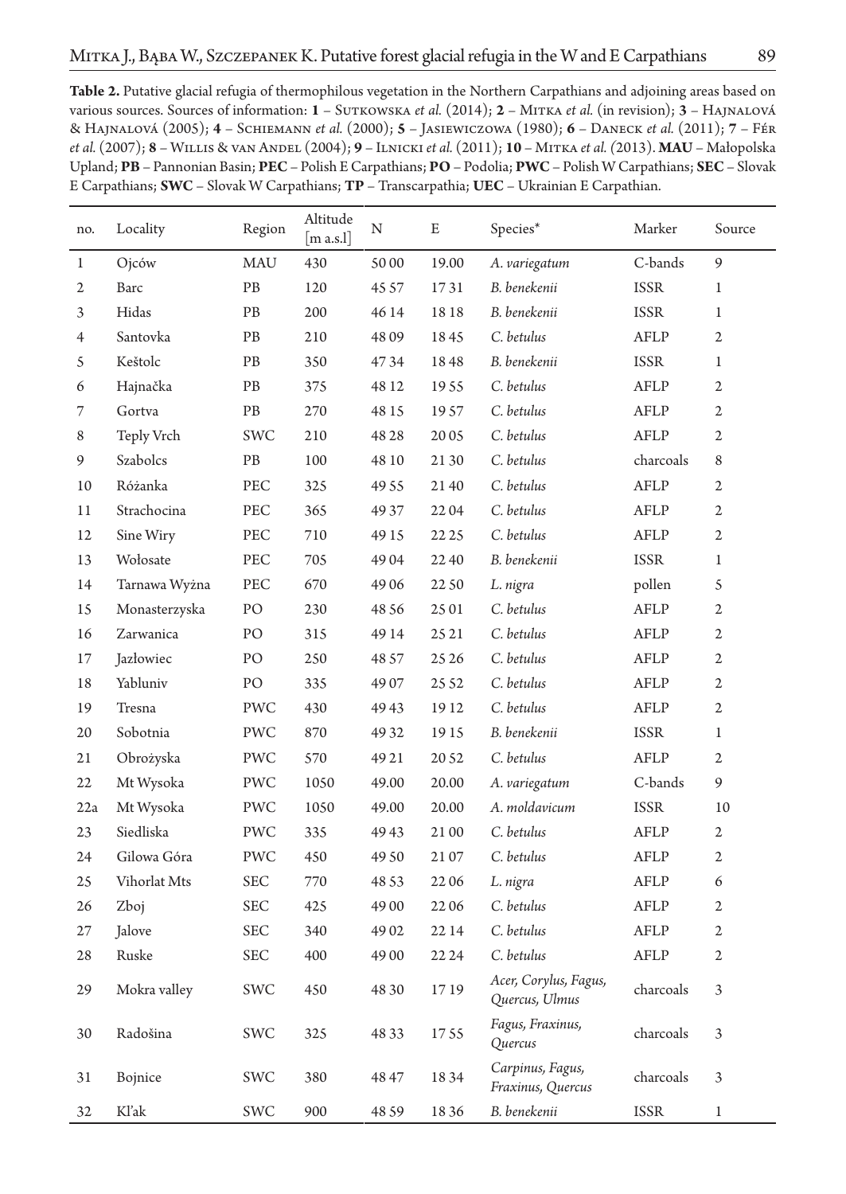**Table 2.** Putative glacial refugia of thermophilous vegetation in the Northern Carpathians and adjoining areas based on various sources. Sources of information: **1** – Sutkowska *et al.* (2014); **2** – Mitka *et al.* (in revision); **3** – Hajnalová & Hajnalová (2005); **4** – Schiemann *et al.* (2000); **5** – Jasiewiczowa (1980); **6** – Daneck *et al.* (2011); **7** – Fér *et al.* (2007); **8** – Willis & van Andel (2004); **9** – Ilnicki *et al.* (2011); **10** – Mitka *et al.* (2013). **MAU** – Małopolska Upland; **PB** – Pannonian Basin; **PEC** – Polish E Carpathians; **PO** – Podolia; **PWC** – Polish W Carpathians; **SEC** – Slovak E Carpathians; **SWC** – Slovak W Carpathians; **TP** – Transcarpathia; **UEC** – Ukrainian E Carpathian.

| no. | Locality | Region | Altitude [m a.s.l] | N | E | Species* | Marker | Source |
|---|---|---|---|---|---|---|---|---|
| 1 | Ojców | MAU | 430 | 50 00 | 19.00 | *A. variegatum* | C-bands | 9 |
| 2 | Barc | PB | 120 | 45 57 | 17 31 | *B. benekenii* | ISSR | 1 |
| 3 | Hidas | PB | 200 | 46 14 | 18 18 | *B. benekenii* | ISSR | 1 |
| 4 | Santovka | PB | 210 | 48 09 | 18 45 | *C. betulus* | AFLP | 2 |
| 5 | Keštolc | PB | 350 | 47 34 | 18 48 | *B. benekenii* | ISSR | 1 |
| 6 | Hajnačka | PB | 375 | 48 12 | 19 55 | *C. betulus* | AFLP | 2 |
| 7 | Gortva | PB | 270 | 48 15 | 19 57 | *C. betulus* | AFLP | 2 |
| 8 | Teply Vrch | SWC | 210 | 48 28 | 20 05 | *C. betulus* | AFLP | 2 |
| 9 | Szabolcs | PB | 100 | 48 10 | 21 30 | *C. betulus* | charcoals | 8 |
| 10 | Różanka | PEC | 325 | 49 55 | 21 40 | *C. betulus* | AFLP | 2 |
| 11 | Strachocina | PEC | 365 | 49 37 | 22 04 | *C. betulus* | AFLP | 2 |
| 12 | Sine Wiry | PEC | 710 | 49 15 | 22 25 | *C. betulus* | AFLP | 2 |
| 13 | Wołosate | PEC | 705 | 49 04 | 22 40 | *B. benekenii* | ISSR | 1 |
| 14 | Tarnawa Wyżna | PEC | 670 | 49 06 | 22 50 | *L. nigra* | pollen | 5 |
| 15 | Monasterzyska | PO | 230 | 48 56 | 25 01 | *C. betulus* | AFLP | 2 |
| 16 | Zarwanica | PO | 315 | 49 14 | 25 21 | *C. betulus* | AFLP | 2 |
| 17 | Jazłowiec | PO | 250 | 48 57 | 25 26 | *C. betulus* | AFLP | 2 |
| 18 | Yabluniv | PO | 335 | 49 07 | 25 52 | *C. betulus* | AFLP | 2 |
| 19 | Tresna | PWC | 430 | 49 43 | 19 12 | *C. betulus* | AFLP | 2 |
| 20 | Sobotnia | PWC | 870 | 49 32 | 19 15 | *B. benekenii* | ISSR | 1 |
| 21 | Obrożyska | PWC | 570 | 49 21 | 20 52 | *C. betulus* | AFLP | 2 |
| 22 | Mt Wysoka | PWC | 1050 | 49.00 | 20.00 | *A. variegatum* | C-bands | 9 |
| 22a | Mt Wysoka | PWC | 1050 | 49.00 | 20.00 | *A. moldavicum* | ISSR | 10 |
| 23 | Siedliska | PWC | 335 | 49 43 | 21 00 | *C. betulus* | AFLP | 2 |
| 24 | Gilowa Góra | PWC | 450 | 49 50 | 21 07 | *C. betulus* | AFLP | 2 |
| 25 | Vihorlat Mts | SEC | 770 | 48 53 | 22 06 | *L. nigra* | AFLP | 6 |
| 26 | Zboj | SEC | 425 | 49 00 | 22 06 | *C. betulus* | AFLP | 2 |
| 27 | Jalove | SEC | 340 | 49 02 | 22 14 | *C. betulus* | AFLP | 2 |
| 28 | Ruske | SEC | 400 | 49 00 | 22 24 | *C. betulus* | AFLP | 2 |
| 29 | Mokra valley | SWC | 450 | 48 30 | 17 19 | *Acer, Corylus, Fagus, Quercus, Ulmus* | charcoals | 3 |
| 30 | Radošina | SWC | 325 | 48 33 | 17 55 | *Fagus, Fraxinus, Quercus* | charcoals | 3 |
| 31 | Bojnice | SWC | 380 | 48 47 | 18 34 | *Carpinus, Fagus, Fraxinus, Quercus* | charcoals | 3 |
| 32 | Kľak | SWC | 900 | 48 59 | 18 36 | *B. benekenii* | ISSR | 1 |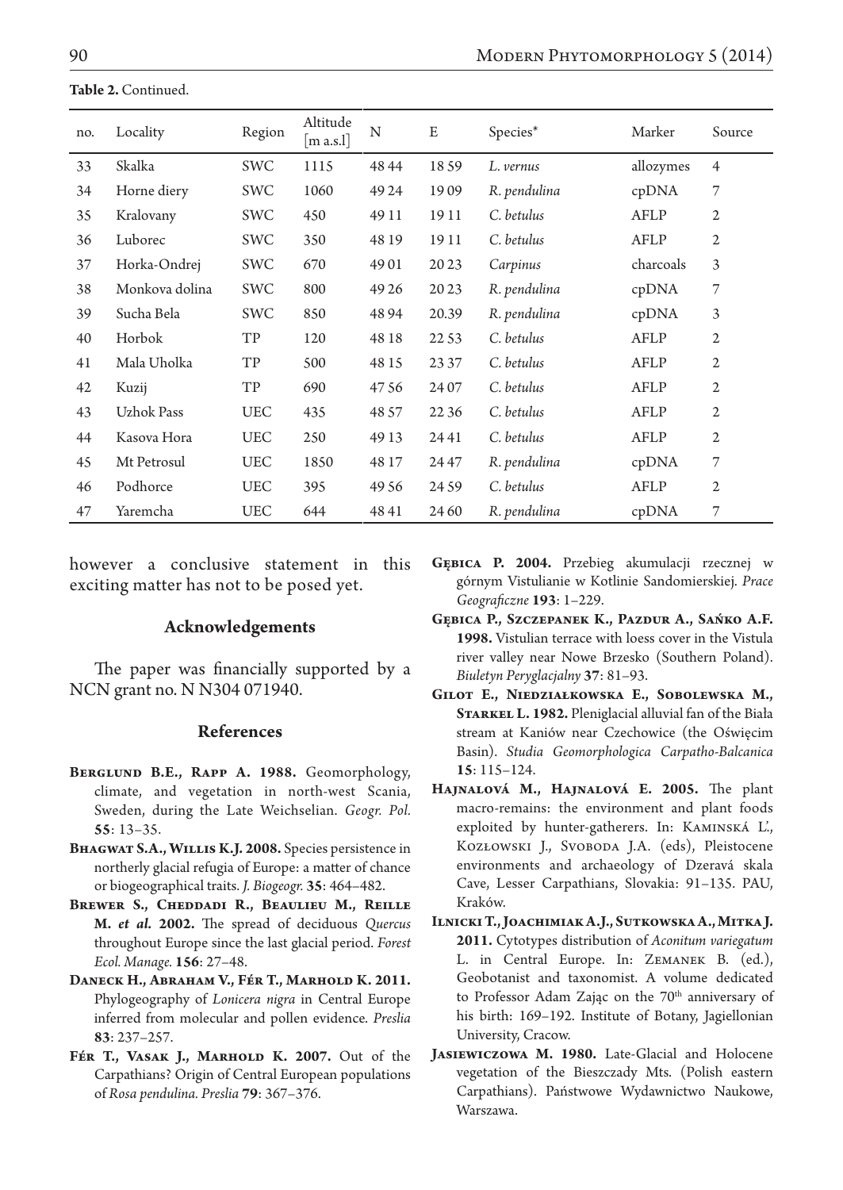**Table 2.** Continued.

| no. | Locality | Region | Altitude [m a.s.l] | N | E | Species* | Marker | Source |
|---|---|---|---|---|---|---|---|---|
| 33 | Skalka | SWC | 1115 | 48 44 | 18 59 | *L. vernus* | allozymes | 4 |
| 34 | Horne diery | SWC | 1060 | 49 24 | 19 09 | *R. pendulina* | cpDNA | 7 |
| 35 | Kralovany | SWC | 450 | 49 11 | 19 11 | *C. betulus* | AFLP | 2 |
| 36 | Luborec | SWC | 350 | 48 19 | 19 11 | *C. betulus* | AFLP | 2 |
| 37 | Horka-Ondrej | SWC | 670 | 49 01 | 20 23 | *Carpinus* | charcoals | 3 |
| 38 | Monkova dolina | SWC | 800 | 49 26 | 20 23 | *R. pendulina* | cpDNA | 7 |
| 39 | Sucha Bela | SWC | 850 | 48 94 | 20.39 | *R. pendulina* | cpDNA | 3 |
| 40 | Horbok | TP | 120 | 48 18 | 22 53 | *C. betulus* | AFLP | 2 |
| 41 | Mala Uholka | TP | 500 | 48 15 | 23 37 | *C. betulus* | AFLP | 2 |
| 42 | Kuzij | TP | 690 | 47 56 | 24 07 | *C. betulus* | AFLP | 2 |
| 43 | Uzhok Pass | UEC | 435 | 48 57 | 22 36 | *C. betulus* | AFLP | 2 |
| 44 | Kasova Hora | UEC | 250 | 49 13 | 24 41 | *C. betulus* | AFLP | 2 |
| 45 | Mt Petrosul | UEC | 1850 | 48 17 | 24 47 | *R. pendulina* | cpDNA | 7 |
| 46 | Podhorce | UEC | 395 | 49 56 | 24 59 | *C. betulus* | AFLP | 2 |
| 47 | Yaremcha | UEC | 644 | 48 41 | 24 60 | *R. pendulina* | cpDNA | 7 |

however a conclusive statement in this exciting matter has not to be posed yet.

## Acknowledgements

The paper was financially supported by a NCN grant no. N N304 071940.

## References

**Berglund B.E., Rapp A. 1988.** Geomorphology, climate, and vegetation in north-west Scania, Sweden, during the Late Weichselian. *Geogr. Pol.* **55**: 13–35.

**Bhagwat S.A., Willis K.J. 2008.** Species persistence in northerly glacial refugia of Europe: a matter of chance or biogeographical traits. *J. Biogeogr.* **35**: 464–482.

**Brewer S., Cheddadi R., Beaulieu M., Reille M. *et al.* 2002.** The spread of deciduous *Quercus* throughout Europe since the last glacial period. *Forest Ecol. Manage.* **156**: 27–48.

**Daneck H., Abraham V., Fér T., Marhold K. 2011.** Phylogeography of *Lonicera nigra* in Central Europe inferred from molecular and pollen evidence. *Preslia* **83**: 237–257.

**Fér T., Vasak J., Marhold K. 2007.** Out of the Carpathians? Origin of Central European populations of *Rosa pendulina*. *Preslia* **79**: 367–376.

**Gębica P. 2004.** Przebieg akumulacji rzecznej w górnym Vistulianie w Kotlinie Sandomierskiej. *Prace Geograficzne* **193**: 1–229.

**Gębica P., Szczepanek K., Pazdur A., Sańko A.F. 1998.** Vistulian terrace with loess cover in the Vistula river valley near Nowe Brzesko (Southern Poland). *Biuletyn Peryglacjalny* **37**: 81–93.

**Gilot E., Niedziałkowska E., Sobolewska M., Starkel L. 1982.** Pleniglacial alluvial fan of the Biała stream at Kaniów near Czechowice (the Oświęcim Basin). *Studia Geomorphologica Carpatho-Balcanica* **15**: 115–124.

**Hajnalová M., Hajnalová E. 2005.** The plant macro-remains: the environment and plant foods exploited by hunter-gatherers. In: Kaminská Ľ., Kozłowski J., Svoboda J.A. (eds), Pleistocene environments and archaeology of Dzeravá skala Cave, Lesser Carpathians, Slovakia: 91–135. PAU, Kraków.

**Ilnicki T., Joachimiak A.J., Sutkowska A., Mitka J. 2011.** Cytotypes distribution of *Aconitum variegatum* L. in Central Europe. In: Zemanek B. (ed.), Geobotanist and taxonomist. A volume dedicated to Professor Adam Zając on the 70th anniversary of his birth: 169–192. Institute of Botany, Jagiellonian University, Cracow.

**Jasiewiczowa M. 1980.** Late-Glacial and Holocene vegetation of the Bieszczady Mts. (Polish eastern Carpathians). Państwowe Wydawnictwo Naukowe, Warszawa.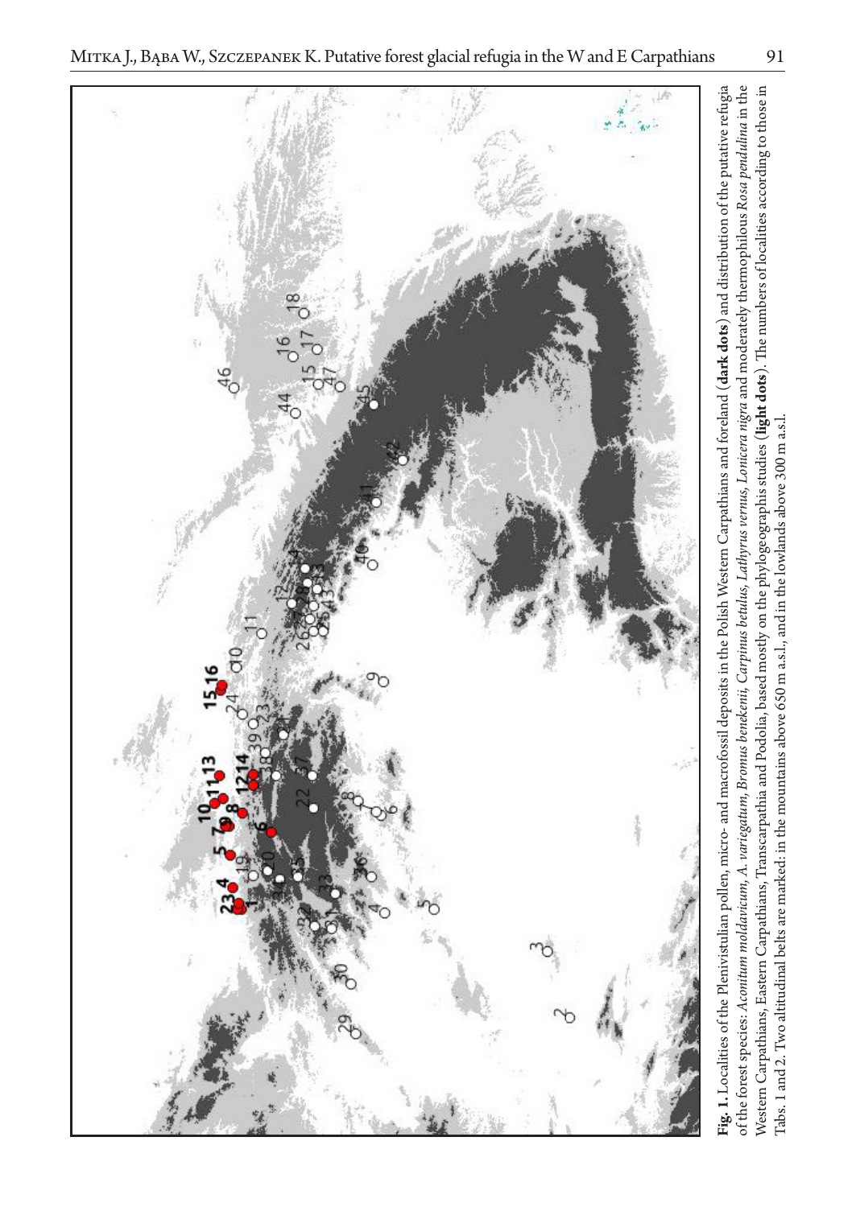**Fig. 1.** Localities of the Plenivistulian pollen, micro- and macrofossil deposits in the Polish Western Carpathians and foreland (**dark dots**) and distribution of the putative refugia of the forest species: *Aconitum moldavicum*, *A. variegatum*, *Bromus benekenii*, *Carpinus betulus*, *Lathyrus vernus*, *Lonicera nigra* and moderately thermophilous *Rosa pendulina* in the Western Carpathians, Eastern Carpathians, Transcarpathia and Podolia, based mostly on the phylogeographis studies (**light dots**). The numbers of localities according to those in Tabs. 1 and 2. Two altitudinal belts are marked: in the mountains above 650 m a.s.l., and in the lowlands above 300 m a.s.l.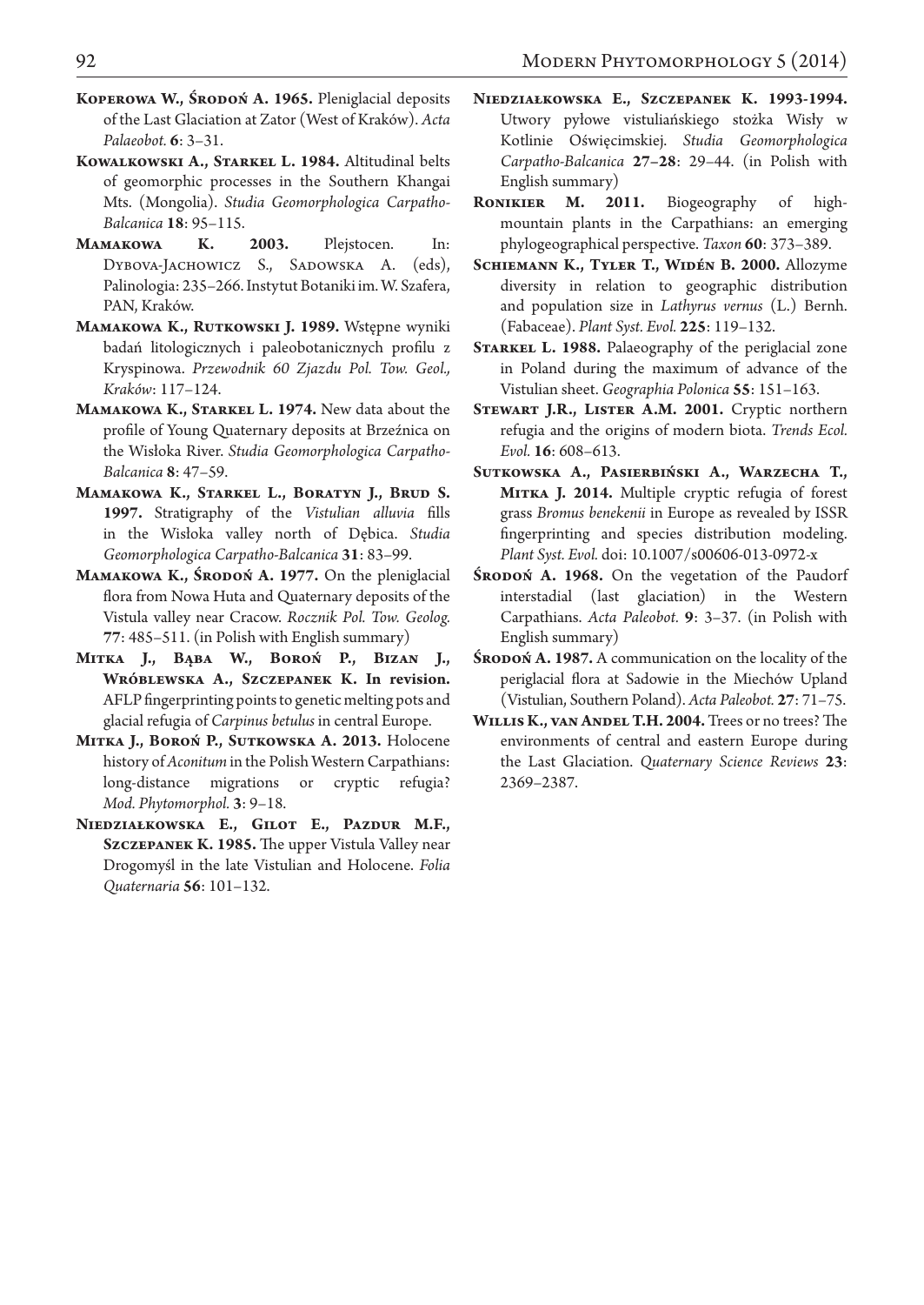**Koperowa W., Środoń A. 1965.** Pleniglacial deposits of the Last Glaciation at Zator (West of Kraków). *Acta Palaeobot.* **6**: 3–31.

**Kowalkowski A., Starkel L. 1984.** Altitudinal belts of geomorphic processes in the Southern Khangai Mts. (Mongolia). *Studia Geomorphologica Carpatho-Balcanica* **18**: 95–115.

**Mamakowa K. 2003.** Plejstocen. In: Dybova-Jachowicz S., Sadowska A. (eds), Palinologia: 235–266. Instytut Botaniki im. W. Szafera, PAN, Kraków.

**Mamakowa K., Rutkowski J. 1989.** Wstępne wyniki badań litologicznych i paleobotanicznych profilu z Kryspinowa. *Przewodnik 60 Zjazdu Pol. Tow. Geol., Kraków*: 117–124.

**Mamakowa K., Starkel L. 1974.** New data about the profile of Young Quaternary deposits at Brzeźnica on the Wisłoka River. *Studia Geomorphologica Carpatho-Balcanica* **8**: 47–59.

**Mamakowa K., Starkel L., Boratyn J., Brud S. 1997.** Stratigraphy of the *Vistulian alluvia* fills in the Wisłoka valley north of Dębica. *Studia Geomorphologica Carpatho-Balcanica* **31**: 83–99.

**Mamakowa K., Środoń A. 1977.** On the pleniglacial flora from Nowa Huta and Quaternary deposits of the Vistula valley near Cracow. *Rocznik Pol. Tow. Geolog.* **77**: 485–511. (in Polish with English summary)

**Mitka J., Bąba W., Boroń P., Bizan J., Wróblewska A., Szczepanek K. In revision.** AFLP fingerprinting points to genetic melting pots and glacial refugia of *Carpinus betulus* in central Europe.

**Mitka J., Boroń P., Sutkowska A. 2013.** Holocene history of *Aconitum* in the Polish Western Carpathians: long-distance migrations or cryptic refugia? *Mod. Phytomorphol.* **3**: 9–18.

**Niedziałkowska E., Gilot E., Pazdur M.F., Szczepanek K. 1985.** The upper Vistula Valley near Drogomyśl in the late Vistulian and Holocene. *Folia Quaternaria* **56**: 101–132.

**Niedziałkowska E., Szczepanek K. 1993-1994.** Utwory pyłowe vistuliańskiego stożka Wisły w Kotlinie Oświęcimskiej. *Studia Geomorphologica Carpatho-Balcanica* **27–28**: 29–44. (in Polish with English summary)

**Ronikier M. 2011.** Biogeography of high-mountain plants in the Carpathians: an emerging phylogeographical perspective. *Taxon* **60**: 373–389.

**Schiemann K., Tyler T., Widén B. 2000.** Allozyme diversity in relation to geographic distribution and population size in *Lathyrus vernus* (L.) Bernh. (Fabaceae). *Plant Syst. Evol.* **225**: 119–132.

**Starkel L. 1988.** Palaeography of the periglacial zone in Poland during the maximum of advance of the Vistulian sheet. *Geographia Polonica* **55**: 151–163.

**Stewart J.R., Lister A.M. 2001.** Cryptic northern refugia and the origins of modern biota. *Trends Ecol. Evol.* **16**: 608–613.

**Sutkowska A., Pasierbiński A., Warzecha T., Mitka J. 2014.** Multiple cryptic refugia of forest grass *Bromus benekenii* in Europe as revealed by ISSR fingerprinting and species distribution modeling. *Plant Syst. Evol.* doi: 10.1007/s00606-013-0972-x

**Środoń A. 1968.** On the vegetation of the Paudorf interstadial (last glaciation) in the Western Carpathians. *Acta Paleobot.* **9**: 3–37. (in Polish with English summary)

**Środoń A. 1987.** A communication on the locality of the periglacial flora at Sadowie in the Miechów Upland (Vistulian, Southern Poland). *Acta Paleobot.* **27**: 71–75.

**Willis K., van Andel T.H. 2004.** Trees or no trees? The environments of central and eastern Europe during the Last Glaciation. *Quaternary Science Reviews* **23**: 2369–2387.